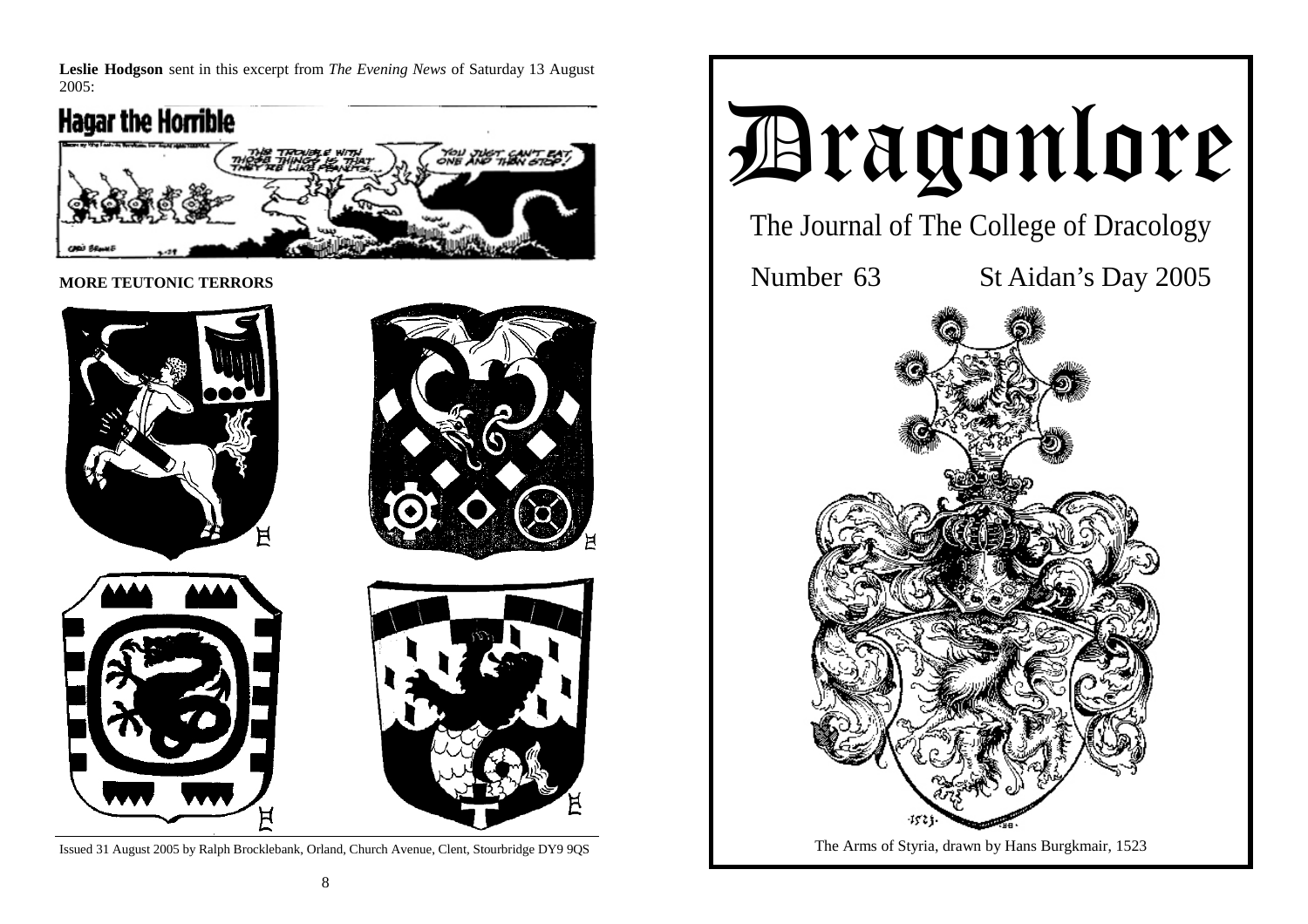**Leslie Hodgson** sent in this excerpt from *The Evening News* of Saturday 13 August 2005:

**MORE TEUTONIC TERRORS**

Issued 31 August 2005 by Ralph Brocklebank, Orland, Church Avenue, Clent, Stourbridge DY9 9QS

# Dragonlore

## The Journal of The College of Dracology

Number 63 St Aidan's Day 2005

The Arms of Styria, drawn by Hans Burgkmair, 1523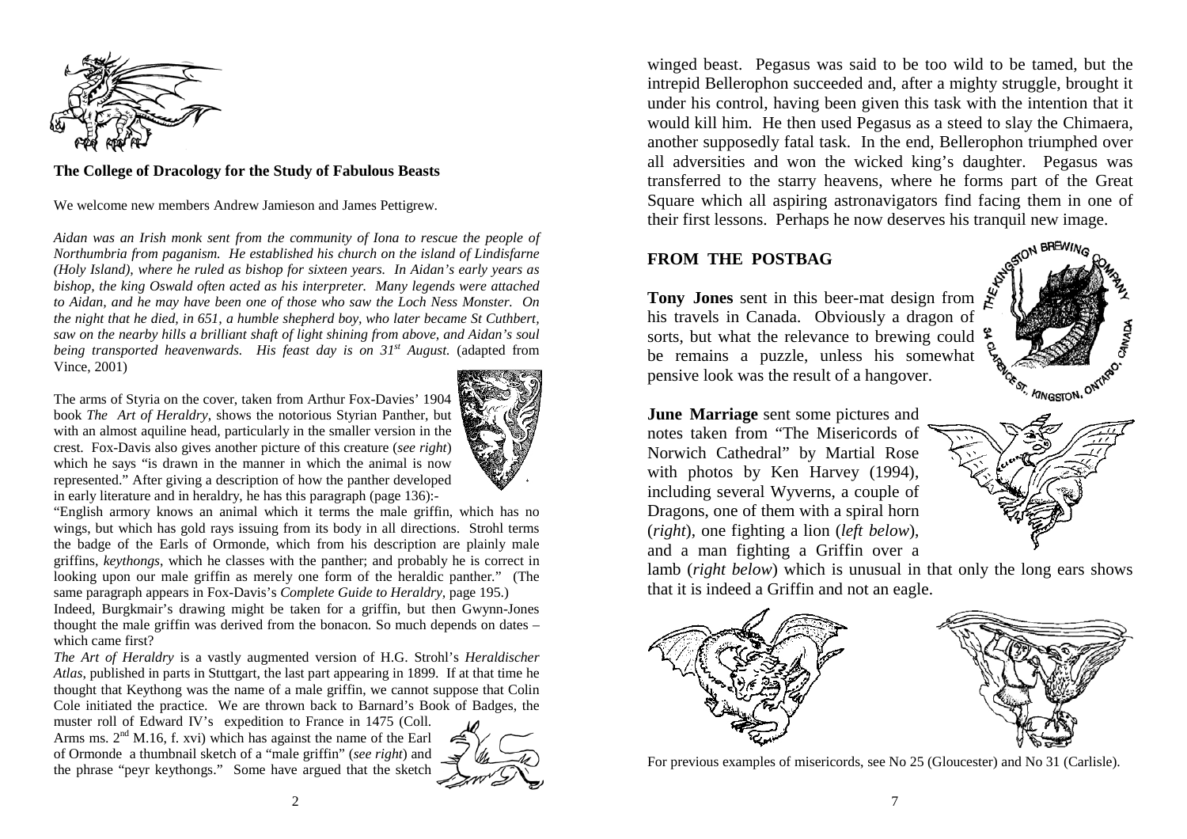**The College of Dracology for the Study of Fabulous Beasts**

We welcome new members Andrew Jamieson and James Pettigrew.

*Aidan was an Irish monk sent from the community of Iona to rescue the people of Northumbria from paganism. He established his church on the island of Lindisfarne (Holy Island), where he ruled as bishop for sixteen years. In Aidan's early years as bishop, the king Oswald often acted as his interpreter. Many legends were attached to Aidan, and he may have been one of those who saw the Loch Ness Monster. On the night that he died, in 651, a humble shepherd boy, who later became St Cuthbert, saw on the nearby hills a brilliant shaft of light shining from above, and Aidan's soul being transported heavenwards. His feast day is on 31st August.* (adapted from Vince, 2001)

The arms of Styria on the cover, taken from Arthur Fox-Davies' 1904 book *The Art of Heraldry*, shows the notorious Styrian Panther, but with an almost aquiline head, particularly in the smaller version in the crest. Fox-Davis also gives another picture of this creature (*see right*) which he says "is drawn in the manner in which the animal is now represented." After giving a description of how the panther developed in early literature and in heraldry, he has this paragraph (page 136):-

"English armory knows an animal which it terms the male griffin, which has no wings, but which has gold rays issuing from its body in all directions. Strohl terms the badge of the Earls of Ormonde, which from his description are plainly male griffins, *keythongs*, which he classes with the panther; and probably he is correct in looking upon our male griffin as merely one form of the heraldic panther." (The same paragraph appears in Fox-Davis's *Complete Guide to Heraldry*, page 195.)

Indeed, Burgkmair's drawing might be taken for a griffin, but then Gwynn-Jones thought the male griffin was derived from the bonacon. So much depends on dates – which came first?

*The Art of Heraldry* is a vastly augmented version of H.G. Strohl's *Heraldischer Atlas*, published in parts in Stuttgart, the last part appearing in 1899. If at that time he thought that Keythong was the name of a male griffin, we cannot suppose that Colin Cole initiated the practice. We are thrown back to Barnard's Book of Badges, the muster roll of Edward IV's expedition to France in 1475 (Coll. Arms ms. 2nd M.16, f. xvi) which has against the name of the Earl of Ormonde a thumbnail sketch of a "male griffin" (*see right*) and the phrase "peyr keythongs." Some have argued that the sketch

winged beast. Pegasus was said to be too wild to be tamed, but the intrepid Bellerophon succeeded and, after a mighty struggle, brought it under his control, having been given this task with the intention that it would kill him. He then used Pegasus as a steed to slay the Chimaera, another supposedly fatal task. In the end, Bellerophon triumphed over all adversities and won the wicked king's daughter. Pegasus was transferred to the starry heavens, where he forms part of the Great Square which all aspiring astronavigators find facing them in one of their first lessons. Perhaps he now deserves his tranquil new image.

## FROM THE POSTBAG

**Tony Jones** sent in this beer-mat design from his travels in Canada. Obviously a dragon of sorts, but what the relevance to brewing could be remains a puzzle, unless his somewhat pensive look was the result of a hangover.

**June Marriage** sent some pictures and notes taken from "The Misericords of Norwich Cathedral" by Martial Rose with photos by Ken Harvey (1994), including several Wyverns, a couple of Dragons, one of them with a spiral horn (*right*), one fighting a lion (*left below*), and a man fighting a Griffin over a lamb (*right below*) which is unusual in that only the long ears shows that it is indeed a Griffin and not an eagle.

For previous examples of misericords, see No 25 (Gloucester) and No 31 (Carlisle).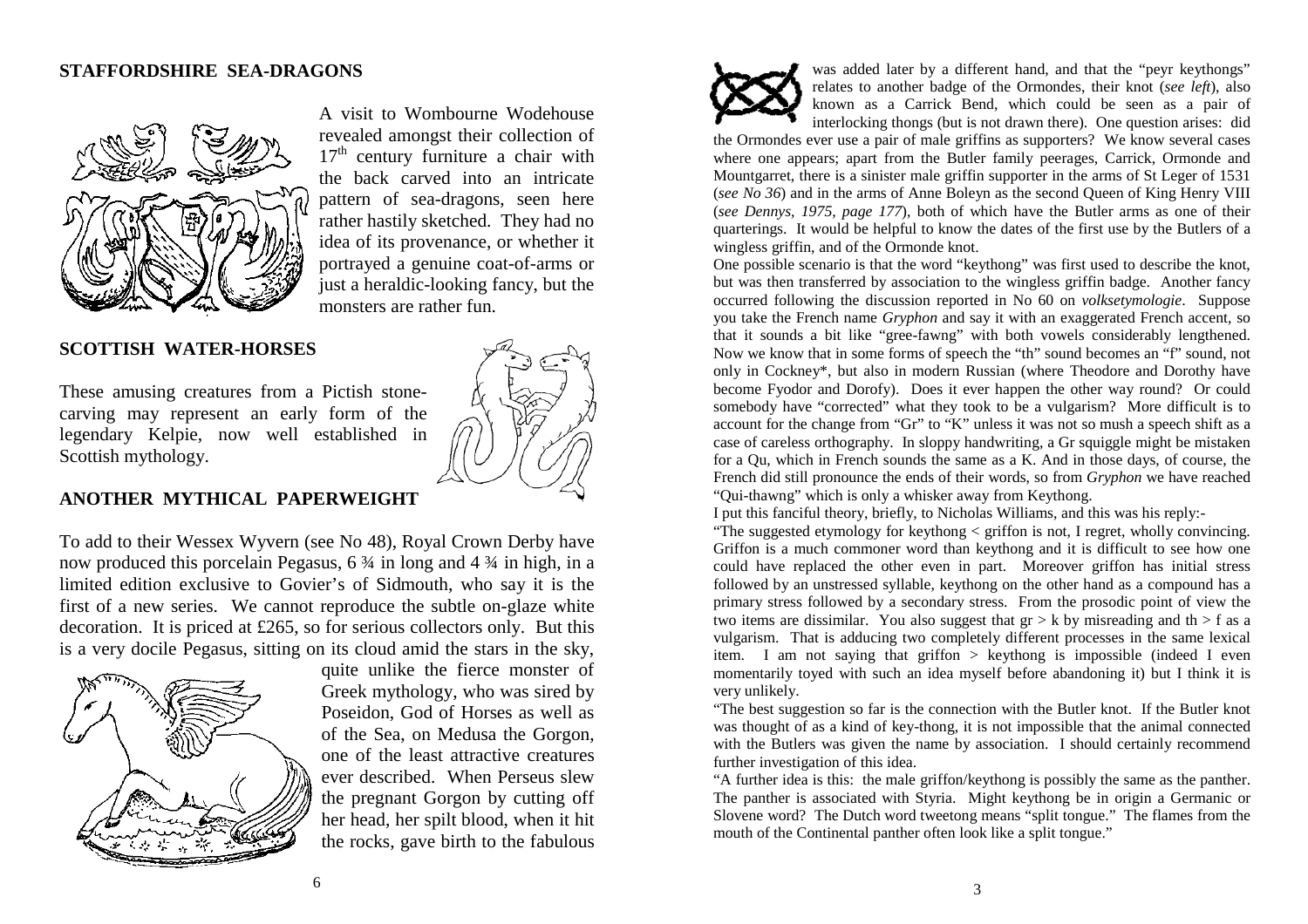## STAFFORDSHIRE SEA-DRAGONS

A visit to Wombourne Wodehouse revealed amongst their collection of 17th century furniture a chair with the back carved into an intricate pattern of sea-dragons, seen here rather hastily sketched. They had no idea of its provenance, or whether it portrayed a genuine coat-of-arms or just a heraldic-looking fancy, but the monsters are rather fun.

## SCOTTISH WATER-HORSES

These amusing creatures from a Pictish stone-carving may represent an early form of the legendary Kelpie, now well established in Scottish mythology.

## ANOTHER MYTHICAL PAPERWEIGHT

To add to their Wessex Wyvern (see No 48), Royal Crown Derby have now produced this porcelain Pegasus, 6 ¾ in long and 4 ¾ in high, in a limited edition exclusive to Govier's of Sidmouth, who say it is the first of a new series. We cannot reproduce the subtle on-glaze white decoration. It is priced at £265, so for serious collectors only. But this is a very docile Pegasus, sitting on its cloud amid the stars in the sky, quite unlike the fierce monster of Greek mythology, who was sired by Poseidon, God of Horses as well as of the Sea, on Medusa the Gorgon, one of the least attractive creatures ever described. When Perseus slew the pregnant Gorgon by cutting off her head, her spilt blood, when it hit the rocks, gave birth to the fabulous

was added later by a different hand, and that the "peyr keythongs" relates to another badge of the Ormondes, their knot (*see left*), also known as a Carrick Bend, which could be seen as a pair of interlocking thongs (but is not drawn there). One question arises: did the Ormondes ever use a pair of male griffins as supporters? We know several cases where one appears; apart from the Butler family peerages, Carrick, Ormonde and Mountgarret, there is a sinister male griffin supporter in the arms of St Leger of 1531 (*see No 36*) and in the arms of Anne Boleyn as the second Queen of King Henry VIII (*see Dennys, 1975, page 177*), both of which have the Butler arms as one of their quarterings. It would be helpful to know the dates of the first use by the Butlers of a wingless griffin, and of the Ormonde knot.

One possible scenario is that the word "keythong" was first used to describe the knot, but was then transferred by association to the wingless griffin badge. Another fancy occurred following the discussion reported in No 60 on *volksetymologie*. Suppose you take the French name *Gryphon* and say it with an exaggerated French accent, so that it sounds a bit like "gree-fawng" with both vowels considerably lengthened. Now we know that in some forms of speech the "th" sound becomes an "f" sound, not only in Cockney*, but also in modern Russian (where Theodore and Dorothy have become Fyodor and Dorofy). Does it ever happen the other way round? Or could somebody have "corrected" what they took to be a vulgarism? More difficult is to account for the change from "Gr" to "K" unless it was not so mush a speech shift as a case of careless orthography. In sloppy handwriting, a Gr squiggle might be mistaken for a Qu, which in French sounds the same as a K. And in those days, of course, the French did still pronounce the ends of their words, so from *Gryphon* we have reached "Qui-thawng" which is only a whisker away from Keythong.

I put this fanciful theory, briefly, to Nicholas Williams, and this was his reply:-

"The suggested etymology for keythong < griffon is not, I regret, wholly convincing. Griffon is a much commoner word than keythong and it is difficult to see how one could have replaced the other even in part. Moreover griffon has initial stress followed by an unstressed syllable, keythong on the other hand as a compound has a primary stress followed by a secondary stress. From the prosodic point of view the two items are dissimilar. You also suggest that gr > k by misreading and th > f as a vulgarism. That is adducing two completely different processes in the same lexical item. I am not saying that griffon > keythong is impossible (indeed I even momentarily toyed with such an idea myself before abandoning it) but I think it is very unlikely.

"The best suggestion so far is the connection with the Butler knot. If the Butler knot was thought of as a kind of key-thong, it is not impossible that the animal connected with the Butlers was given the name by association. I should certainly recommend further investigation of this idea.

"A further idea is this: the male griffon/keythong is possibly the same as the panther. The panther is associated with Styria. Might keythong be in origin a Germanic or Slovene word? The Dutch word tweetong means "split tongue." The flames from the mouth of the Continental panther often look like a split tongue."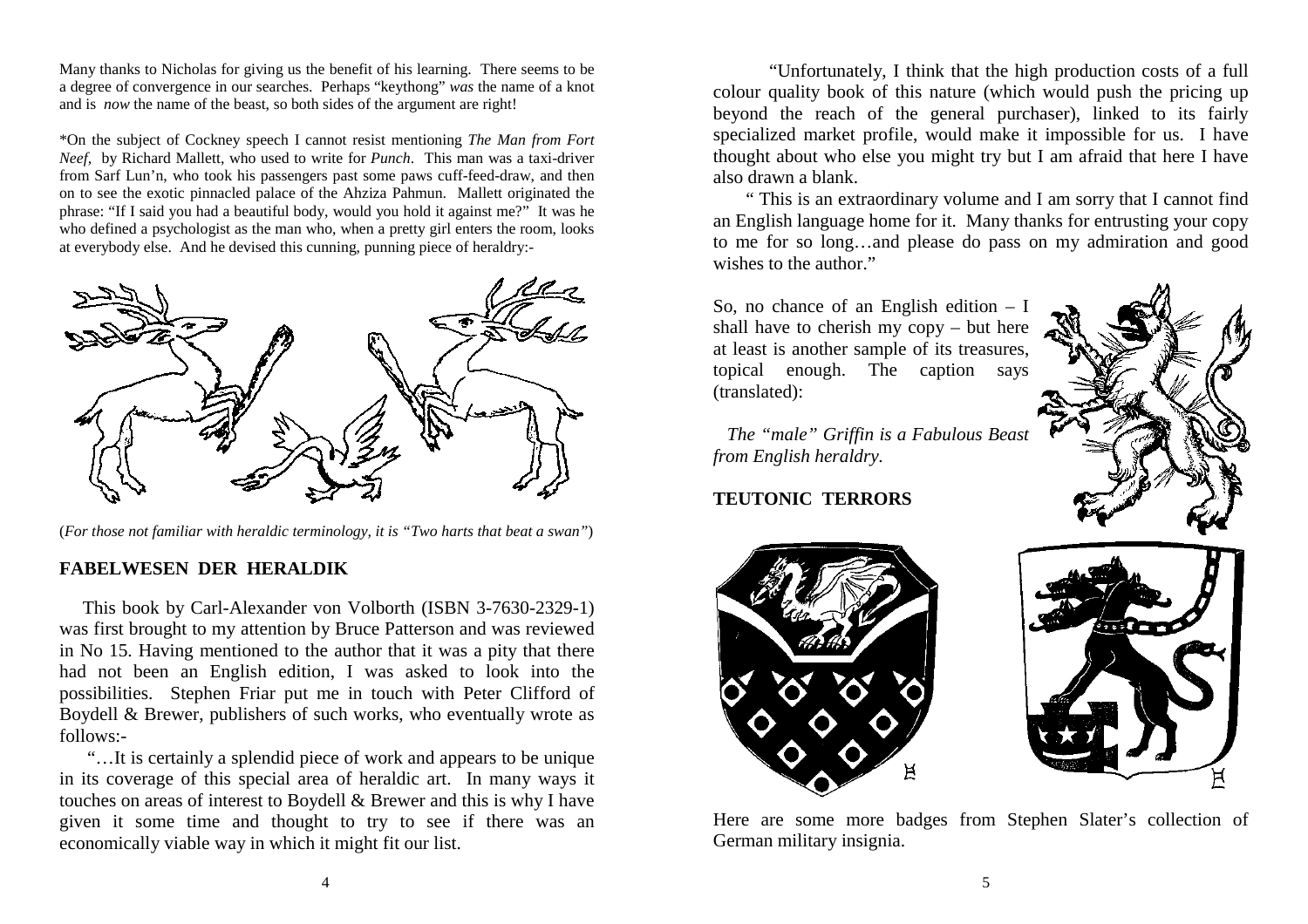Many thanks to Nicholas for giving us the benefit of his learning. There seems to be a degree of convergence in our searches. Perhaps "keythong" *was* the name of a knot and is *now* the name of the beast, so both sides of the argument are right!

*On the subject of Cockney speech I cannot resist mentioning *The Man from Fort Neef,* by Richard Mallett, who used to write for *Punch*. This man was a taxi-driver from Sarf Lun'n, who took his passengers past some paws cuff-feed-draw, and then on to see the exotic pinnacled palace of the Ahziza Pahmun. Mallett originated the phrase: "If I said you had a beautiful body, would you hold it against me?" It was he who defined a psychologist as the man who, when a pretty girl enters the room, looks at everybody else. And he devised this cunning, punning piece of heraldry:-

(*For those not familiar with heraldic terminology, it is "Two harts that beat a swan"*)

## FABELWESEN DER HERALDIK

This book by Carl-Alexander von Volborth (ISBN 3-7630-2329-1) was first brought to my attention by Bruce Patterson and was reviewed in No 15. Having mentioned to the author that it was a pity that there had not been an English edition, I was asked to look into the possibilities. Stephen Friar put me in touch with Peter Clifford of Boydell & Brewer, publishers of such works, who eventually wrote as follows:-

"…It is certainly a splendid piece of work and appears to be unique in its coverage of this special area of heraldic art. In many ways it touches on areas of interest to Boydell & Brewer and this is why I have given it some time and thought to try to see if there was an economically viable way in which it might fit our list.

"Unfortunately, I think that the high production costs of a full colour quality book of this nature (which would push the pricing up beyond the reach of the general purchaser), linked to its fairly specialized market profile, would make it impossible for us. I have thought about who else you might try but I am afraid that here I have also drawn a blank.

" This is an extraordinary volume and I am sorry that I cannot find an English language home for it. Many thanks for entrusting your copy to me for so long…and please do pass on my admiration and good wishes to the author."

So, no chance of an English edition – I shall have to cherish my copy – but here at least is another sample of its treasures, topical enough. The caption says (translated):

*The "male" Griffin is a Fabulous Beast from English heraldry.*

## TEUTONIC TERRORS

Here are some more badges from Stephen Slater's collection of German military insignia.